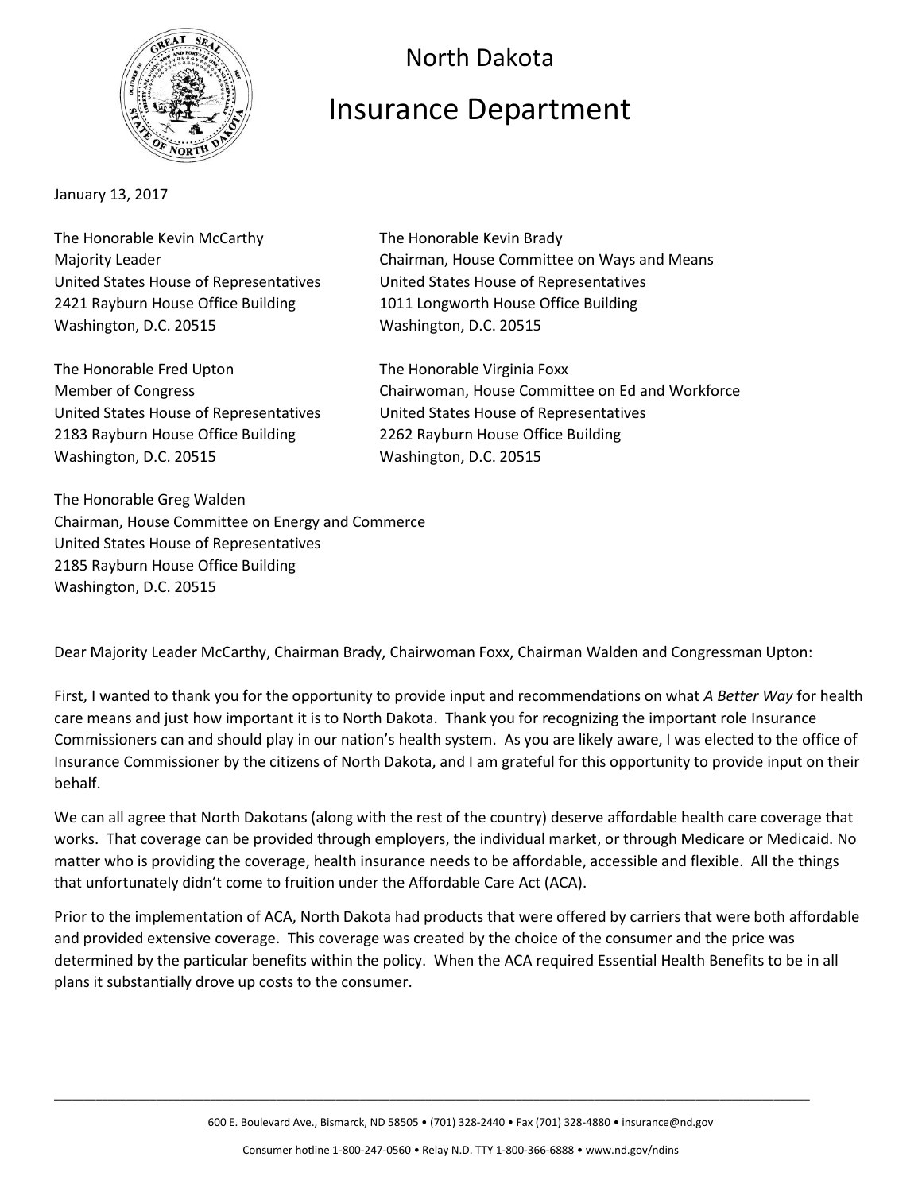# North Dakota Insurance Department

January 13, 2017

The Honorable Kevin McCarthy
Majority Leader
United States House of Representatives
2421 Rayburn House Office Building
Washington, D.C. 20515

The Honorable Kevin Brady
Chairman, House Committee on Ways and Means
United States House of Representatives
1011 Longworth House Office Building
Washington, D.C. 20515

The Honorable Fred Upton
Member of Congress
United States House of Representatives
2183 Rayburn House Office Building
Washington, D.C. 20515

The Honorable Virginia Foxx
Chairwoman, House Committee on Ed and Workforce
United States House of Representatives
2262 Rayburn House Office Building
Washington, D.C. 20515

The Honorable Greg Walden
Chairman, House Committee on Energy and Commerce
United States House of Representatives
2185 Rayburn House Office Building
Washington, D.C. 20515

Dear Majority Leader McCarthy, Chairman Brady, Chairwoman Foxx, Chairman Walden and Congressman Upton:

First, I wanted to thank you for the opportunity to provide input and recommendations on what *A Better Way* for health care means and just how important it is to North Dakota. Thank you for recognizing the important role Insurance Commissioners can and should play in our nation's health system. As you are likely aware, I was elected to the office of Insurance Commissioner by the citizens of North Dakota, and I am grateful for this opportunity to provide input on their behalf.

We can all agree that North Dakotans (along with the rest of the country) deserve affordable health care coverage that works. That coverage can be provided through employers, the individual market, or through Medicare or Medicaid. No matter who is providing the coverage, health insurance needs to be affordable, accessible and flexible. All the things that unfortunately didn't come to fruition under the Affordable Care Act (ACA).

Prior to the implementation of ACA, North Dakota had products that were offered by carriers that were both affordable and provided extensive coverage. This coverage was created by the choice of the consumer and the price was determined by the particular benefits within the policy. When the ACA required Essential Health Benefits to be in all plans it substantially drove up costs to the consumer.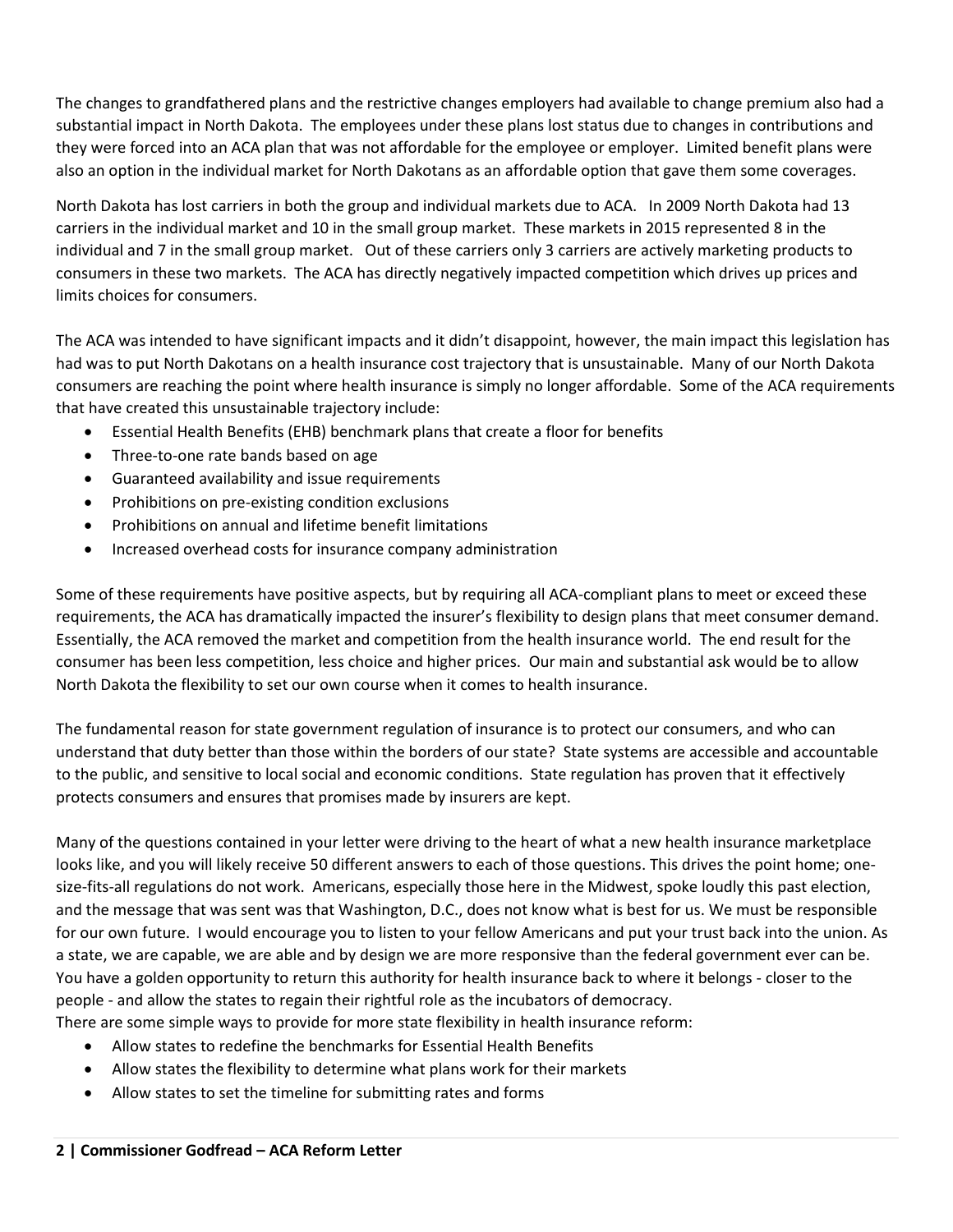The changes to grandfathered plans and the restrictive changes employers had available to change premium also had a substantial impact in North Dakota. The employees under these plans lost status due to changes in contributions and they were forced into an ACA plan that was not affordable for the employee or employer. Limited benefit plans were also an option in the individual market for North Dakotans as an affordable option that gave them some coverages.

North Dakota has lost carriers in both the group and individual markets due to ACA. In 2009 North Dakota had 13 carriers in the individual market and 10 in the small group market. These markets in 2015 represented 8 in the individual and 7 in the small group market. Out of these carriers only 3 carriers are actively marketing products to consumers in these two markets. The ACA has directly negatively impacted competition which drives up prices and limits choices for consumers.

The ACA was intended to have significant impacts and it didn't disappoint, however, the main impact this legislation has had was to put North Dakotans on a health insurance cost trajectory that is unsustainable. Many of our North Dakota consumers are reaching the point where health insurance is simply no longer affordable. Some of the ACA requirements that have created this unsustainable trajectory include:

- Essential Health Benefits (EHB) benchmark plans that create a floor for benefits
- Three-to-one rate bands based on age
- Guaranteed availability and issue requirements
- Prohibitions on pre-existing condition exclusions
- Prohibitions on annual and lifetime benefit limitations
- Increased overhead costs for insurance company administration

Some of these requirements have positive aspects, but by requiring all ACA-compliant plans to meet or exceed these requirements, the ACA has dramatically impacted the insurer's flexibility to design plans that meet consumer demand. Essentially, the ACA removed the market and competition from the health insurance world. The end result for the consumer has been less competition, less choice and higher prices. Our main and substantial ask would be to allow North Dakota the flexibility to set our own course when it comes to health insurance.

The fundamental reason for state government regulation of insurance is to protect our consumers, and who can understand that duty better than those within the borders of our state? State systems are accessible and accountable to the public, and sensitive to local social and economic conditions. State regulation has proven that it effectively protects consumers and ensures that promises made by insurers are kept.

Many of the questions contained in your letter were driving to the heart of what a new health insurance marketplace looks like, and you will likely receive 50 different answers to each of those questions. This drives the point home; one-size-fits-all regulations do not work. Americans, especially those here in the Midwest, spoke loudly this past election, and the message that was sent was that Washington, D.C., does not know what is best for us. We must be responsible for our own future. I would encourage you to listen to your fellow Americans and put your trust back into the union. As a state, we are capable, we are able and by design we are more responsive than the federal government ever can be. You have a golden opportunity to return this authority for health insurance back to where it belongs - closer to the people - and allow the states to regain their rightful role as the incubators of democracy.

There are some simple ways to provide for more state flexibility in health insurance reform:

- Allow states to redefine the benchmarks for Essential Health Benefits
- Allow states the flexibility to determine what plans work for their markets
- Allow states to set the timeline for submitting rates and forms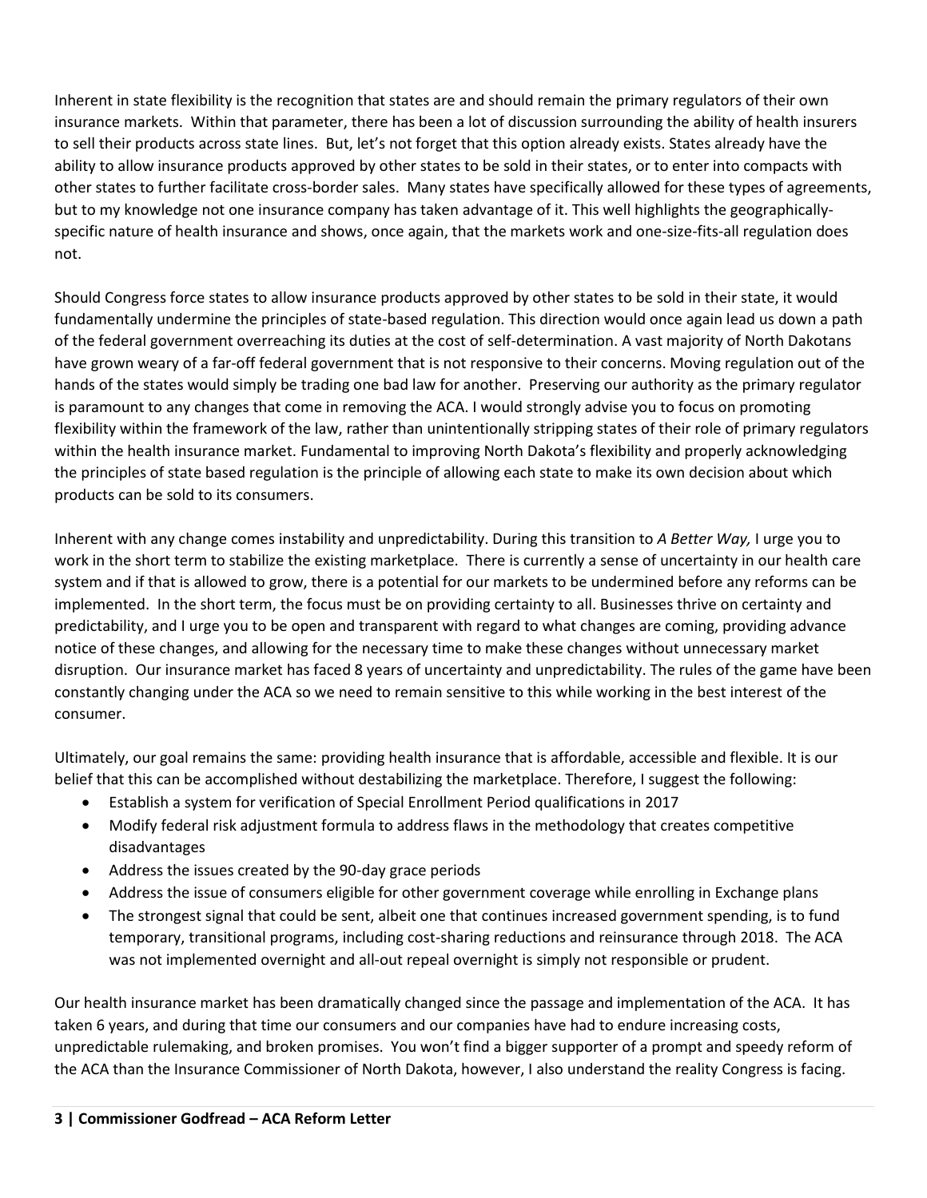Inherent in state flexibility is the recognition that states are and should remain the primary regulators of their own insurance markets. Within that parameter, there has been a lot of discussion surrounding the ability of health insurers to sell their products across state lines. But, let's not forget that this option already exists. States already have the ability to allow insurance products approved by other states to be sold in their states, or to enter into compacts with other states to further facilitate cross-border sales. Many states have specifically allowed for these types of agreements, but to my knowledge not one insurance company has taken advantage of it. This well highlights the geographically-specific nature of health insurance and shows, once again, that the markets work and one-size-fits-all regulation does not.

Should Congress force states to allow insurance products approved by other states to be sold in their state, it would fundamentally undermine the principles of state-based regulation. This direction would once again lead us down a path of the federal government overreaching its duties at the cost of self-determination. A vast majority of North Dakotans have grown weary of a far-off federal government that is not responsive to their concerns. Moving regulation out of the hands of the states would simply be trading one bad law for another. Preserving our authority as the primary regulator is paramount to any changes that come in removing the ACA. I would strongly advise you to focus on promoting flexibility within the framework of the law, rather than unintentionally stripping states of their role of primary regulators within the health insurance market. Fundamental to improving North Dakota's flexibility and properly acknowledging the principles of state based regulation is the principle of allowing each state to make its own decision about which products can be sold to its consumers.

Inherent with any change comes instability and unpredictability. During this transition to *A Better Way,* I urge you to work in the short term to stabilize the existing marketplace. There is currently a sense of uncertainty in our health care system and if that is allowed to grow, there is a potential for our markets to be undermined before any reforms can be implemented. In the short term, the focus must be on providing certainty to all. Businesses thrive on certainty and predictability, and I urge you to be open and transparent with regard to what changes are coming, providing advance notice of these changes, and allowing for the necessary time to make these changes without unnecessary market disruption. Our insurance market has faced 8 years of uncertainty and unpredictability. The rules of the game have been constantly changing under the ACA so we need to remain sensitive to this while working in the best interest of the consumer.

Ultimately, our goal remains the same: providing health insurance that is affordable, accessible and flexible. It is our belief that this can be accomplished without destabilizing the marketplace. Therefore, I suggest the following:

- Establish a system for verification of Special Enrollment Period qualifications in 2017
- Modify federal risk adjustment formula to address flaws in the methodology that creates competitive disadvantages
- Address the issues created by the 90-day grace periods
- Address the issue of consumers eligible for other government coverage while enrolling in Exchange plans
- The strongest signal that could be sent, albeit one that continues increased government spending, is to fund temporary, transitional programs, including cost-sharing reductions and reinsurance through 2018. The ACA was not implemented overnight and all-out repeal overnight is simply not responsible or prudent.

Our health insurance market has been dramatically changed since the passage and implementation of the ACA. It has taken 6 years, and during that time our consumers and our companies have had to endure increasing costs, unpredictable rulemaking, and broken promises. You won't find a bigger supporter of a prompt and speedy reform of the ACA than the Insurance Commissioner of North Dakota, however, I also understand the reality Congress is facing.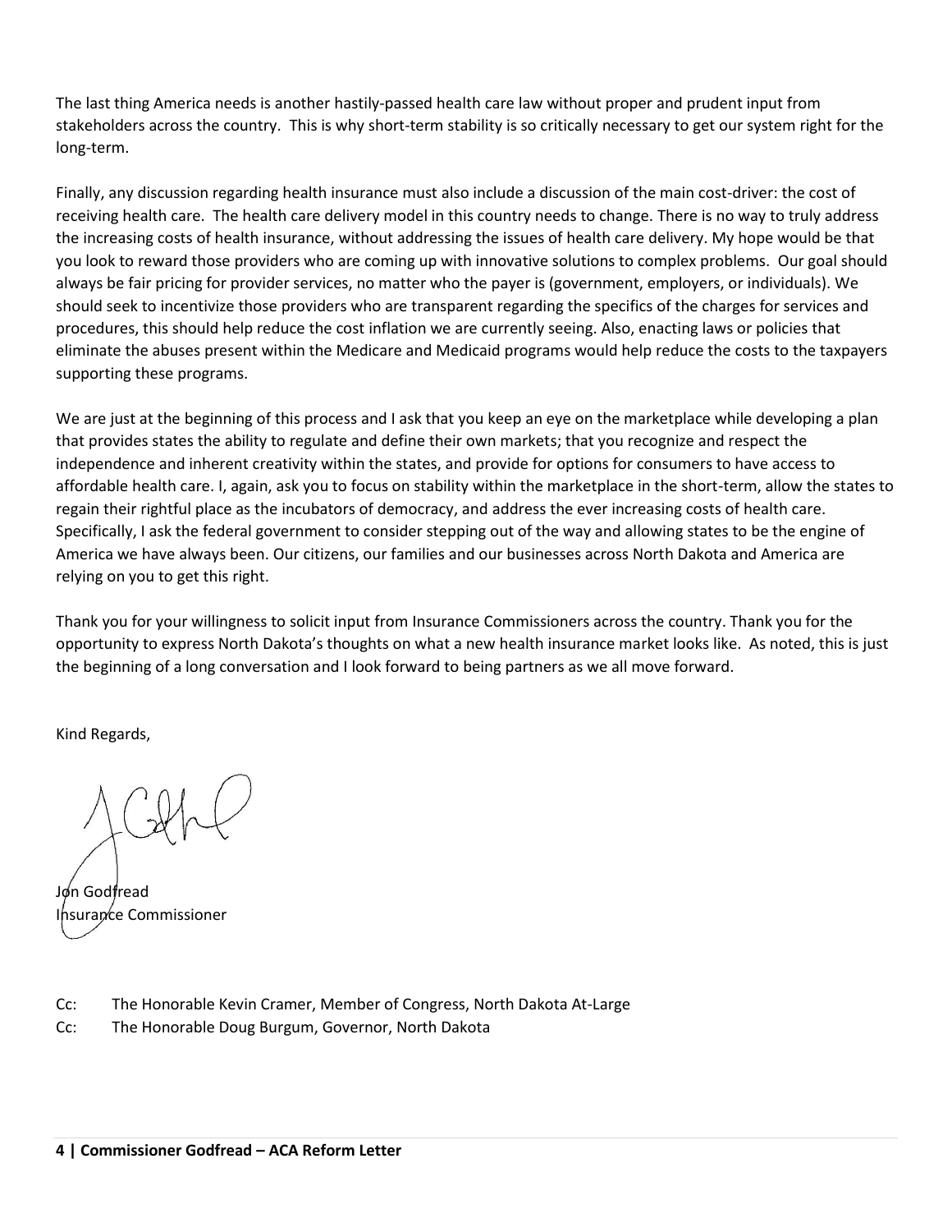The last thing America needs is another hastily-passed health care law without proper and prudent input from stakeholders across the country. This is why short-term stability is so critically necessary to get our system right for the long-term.

Finally, any discussion regarding health insurance must also include a discussion of the main cost-driver: the cost of receiving health care. The health care delivery model in this country needs to change. There is no way to truly address the increasing costs of health insurance, without addressing the issues of health care delivery. My hope would be that you look to reward those providers who are coming up with innovative solutions to complex problems. Our goal should always be fair pricing for provider services, no matter who the payer is (government, employers, or individuals). We should seek to incentivize those providers who are transparent regarding the specifics of the charges for services and procedures, this should help reduce the cost inflation we are currently seeing. Also, enacting laws or policies that eliminate the abuses present within the Medicare and Medicaid programs would help reduce the costs to the taxpayers supporting these programs.

We are just at the beginning of this process and I ask that you keep an eye on the marketplace while developing a plan that provides states the ability to regulate and define their own markets; that you recognize and respect the independence and inherent creativity within the states, and provide for options for consumers to have access to affordable health care. I, again, ask you to focus on stability within the marketplace in the short-term, allow the states to regain their rightful place as the incubators of democracy, and address the ever increasing costs of health care. Specifically, I ask the federal government to consider stepping out of the way and allowing states to be the engine of America we have always been. Our citizens, our families and our businesses across North Dakota and America are relying on you to get this right.

Thank you for your willingness to solicit input from Insurance Commissioners across the country. Thank you for the opportunity to express North Dakota's thoughts on what a new health insurance market looks like. As noted, this is just the beginning of a long conversation and I look forward to being partners as we all move forward.

Kind Regards,

Jon Godfread
Insurance Commissioner

Cc: The Honorable Kevin Cramer, Member of Congress, North Dakota At-Large
Cc: The Honorable Doug Burgum, Governor, North Dakota